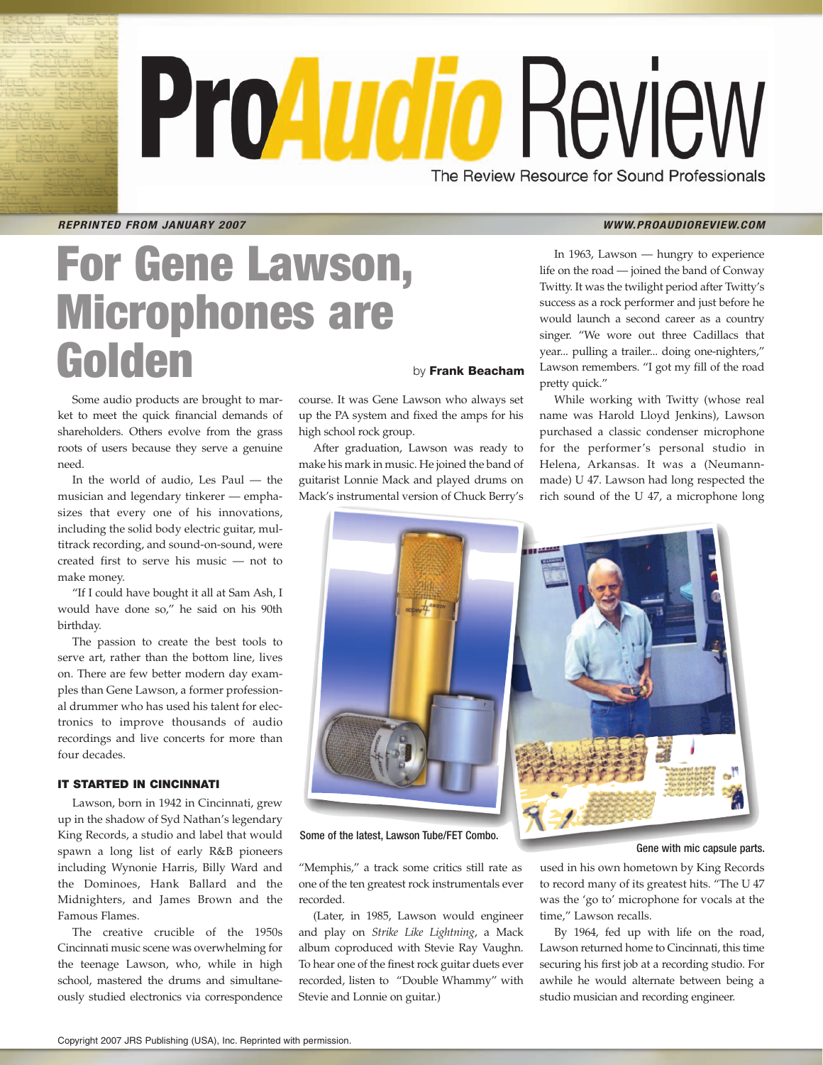# For Gene Lawson, Microphones are Golden

by **Frank Beacham**

*REPRINTED FROM JANUARY 2007*

Some audio products are brought to market to meet the quick financial demands of shareholders. Others evolve from the grass roots of users because they serve a genuine need.

In the world of audio, Les Paul — the musician and legendary tinkerer — emphasizes that every one of his innovations, including the solid body electric guitar, multitrack recording, and sound-on-sound, were created first to serve his music — not to make money.

"If I could have bought it all at Sam Ash, I would have done so," he said on his 90th birthday.

The passion to create the best tools to serve art, rather than the bottom line, lives on. There are few better modern day examples than Gene Lawson, a former professional drummer who has used his talent for electronics to improve thousands of audio recordings and live concerts for more than four decades.

### IT STARTED IN CINCINNATI

Lawson, born in 1942 in Cincinnati, grew up in the shadow of Syd Nathan's legendary King Records, a studio and label that would spawn a long list of early R&B pioneers including Wynonie Harris, Billy Ward and the Dominoes, Hank Ballard and the Midnighters, and James Brown and the Famous Flames.

The creative crucible of the 1950s Cincinnati music scene was overwhelming for the teenage Lawson, who, while in high school, mastered the drums and simultaneously studied electronics via correspondence course. It was Gene Lawson who always set up the PA system and fixed the amps for his high school rock group.

After graduation, Lawson was ready to make his mark in music. He joined the band of guitarist Lonnie Mack and played drums on Mack's instrumental version of Chuck Berry's "Memphis," a track some critics still rate as one of the ten greatest rock instrumentals ever recorded.

(Later, in 1985, Lawson would engineer and play on *Strike Like Lightning*, a Mack album coproduced with Stevie Ray Vaughn. To hear one of the finest rock guitar duets ever recorded, listen to "Double Whammy" with Stevie and Lonnie on guitar.)

Some of the latest, Lawson Tube/FET Combo.

Gene with mic capsule parts.

In 1963, Lawson — hungry to experience life on the road — joined the band of Conway Twitty. It was the twilight period after Twitty's success as a rock performer and just before he would launch a second career as a country singer. "We wore out three Cadillacs that year... pulling a trailer... doing one-nighters," Lawson remembers. "I got my fill of the road pretty quick."

While working with Twitty (whose real name was Harold Lloyd Jenkins), Lawson purchased a classic condenser microphone for the performer's personal studio in Helena, Arkansas. It was a (Neumann-made) U 47. Lawson had long respected the rich sound of the U 47, a microphone long used in his own hometown by King Records to record many of its greatest hits. "The U 47 was the 'go to' microphone for vocals at the time," Lawson recalls.

By 1964, fed up with life on the road, Lawson returned home to Cincinnati, this time securing his first job at a recording studio. For awhile he would alternate between being a studio musician and recording engineer.

Copyright 2007 JRS Publishing (USA), Inc. Reprinted with permission.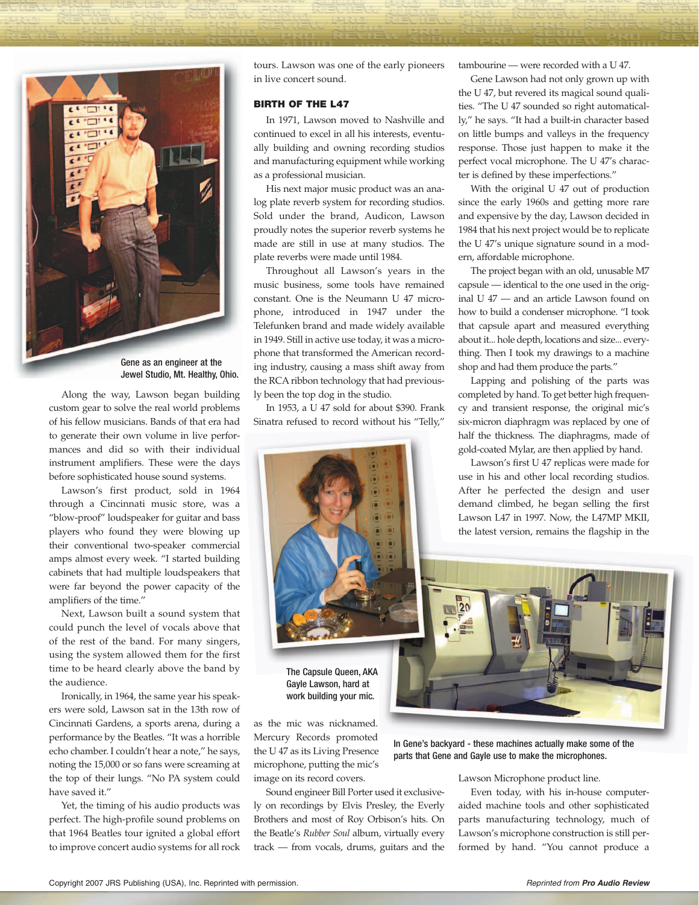Gene as an engineer at the Jewel Studio, Mt. Healthy, Ohio.

Along the way, Lawson began building custom gear to solve the real world problems of his fellow musicians. Bands of that era had to generate their own volume in live performances and did so with their individual instrument amplifiers. These were the days before sophisticated house sound systems.

Lawson's first product, sold in 1964 through a Cincinnati music store, was a "blow-proof" loudspeaker for guitar and bass players who found they were blowing up their conventional two-speaker commercial amps almost every week. "I started building cabinets that had multiple loudspeakers that were far beyond the power capacity of the amplifiers of the time."

Next, Lawson built a sound system that could punch the level of vocals above that of the rest of the band. For many singers, using the system allowed them for the first time to be heard clearly above the band by the audience.

Ironically, in 1964, the same year his speakers were sold, Lawson sat in the 13th row of Cincinnati Gardens, a sports arena, during a performance by the Beatles. "It was a horrible echo chamber. I couldn't hear a note," he says, noting the 15,000 or so fans were screaming at the top of their lungs. "No PA system could have saved it."

Yet, the timing of his audio products was perfect. The high-profile sound problems on that 1964 Beatles tour ignited a global effort to improve concert audio systems for all rock tours. Lawson was one of the early pioneers in live concert sound.

### BIRTH OF THE L47

In 1971, Lawson moved to Nashville and continued to excel in all his interests, eventually building and owning recording studios and manufacturing equipment while working as a professional musician.

His next major music product was an analog plate reverb system for recording studios. Sold under the brand, Audicon, Lawson proudly notes the superior reverb systems he made are still in use at many studios. The plate reverbs were made until 1984.

Throughout all Lawson's years in the music business, some tools have remained constant. One is the Neumann U 47 microphone, introduced in 1947 under the Telefunken brand and made widely available in 1949. Still in active use today, it was a microphone that transformed the American recording industry, causing a mass shift away from the RCA ribbon technology that had previously been the top dog in the studio.

In 1953, a U 47 sold for about $390. Frank Sinatra refused to record without his "Telly," as the mic was nicknamed. Mercury Records promoted the U 47 as its Living Presence microphone, putting the mic's image on its record covers.

The Capsule Queen, AKA Gayle Lawson, hard at work building your mic.

Sound engineer Bill Porter used it exclusively on recordings by Elvis Presley, the Everly Brothers and most of Roy Orbison's hits. On the Beatle's *Rubber Soul* album, virtually every track — from vocals, drums, guitars and the tambourine — were recorded with a U 47.

Gene Lawson had not only grown up with the U 47, but revered its magical sound qualities. "The U 47 sounded so right automatically," he says. "It had a built-in character based on little bumps and valleys in the frequency response. Those just happen to make it the perfect vocal microphone. The U 47's character is defined by these imperfections."

With the original U 47 out of production since the early 1960s and getting more rare and expensive by the day, Lawson decided in 1984 that his next project would be to replicate the U 47's unique signature sound in a modern, affordable microphone.

The project began with an old, unusable M7 capsule — identical to the one used in the original U 47 — and an article Lawson found on how to build a condenser microphone. "I took that capsule apart and measured everything about it... hole depth, locations and size... everything. Then I took my drawings to a machine shop and had them produce the parts."

Lapping and polishing of the parts was completed by hand. To get better high frequency and transient response, the original mic's six-micron diaphragm was replaced by one of half the thickness. The diaphragms, made of gold-coated Mylar, are then applied by hand.

Lawson's first U 47 replicas were made for use in his and other local recording studios. After he perfected the design and user demand climbed, he began selling the first Lawson L47 in 1997. Now, the L47MP MKII, the latest version, remains the flagship in the Lawson Microphone product line.

In Gene's backyard - these machines actually make some of the parts that Gene and Gayle use to make the microphones.

Even today, with his in-house computer-aided machine tools and other sophisticated parts manufacturing technology, much of Lawson's microphone construction is still performed by hand. "You cannot produce a

Copyright 2007 JRS Publishing (USA), Inc. Reprinted with permission.

*Reprinted from **Pro Audio Review***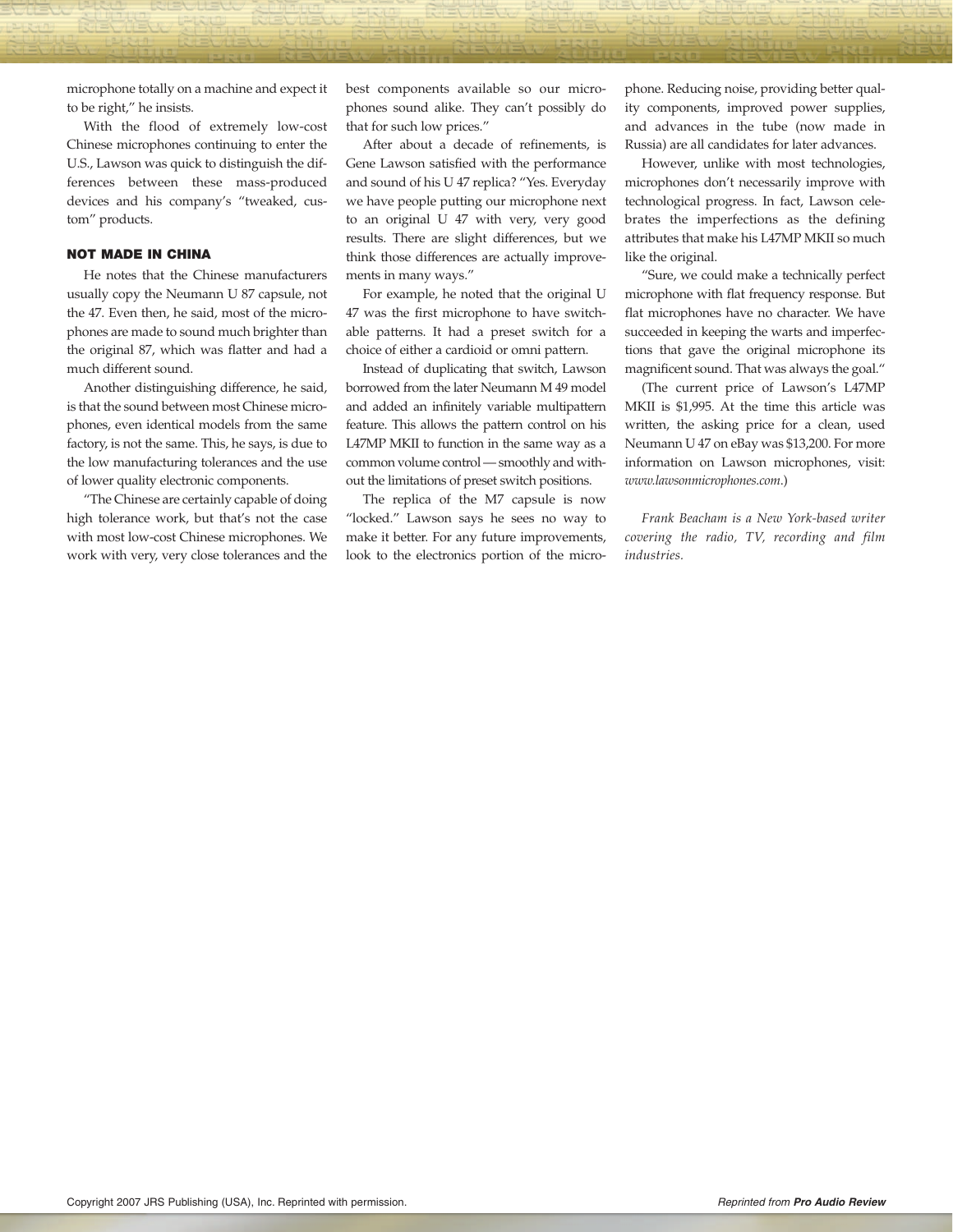microphone totally on a machine and expect it to be right," he insists.

With the flood of extremely low-cost Chinese microphones continuing to enter the U.S., Lawson was quick to distinguish the differences between these mass-produced devices and his company's "tweaked, custom" products.

### NOT MADE IN CHINA

He notes that the Chinese manufacturers usually copy the Neumann U 87 capsule, not the 47. Even then, he said, most of the microphones are made to sound much brighter than the original 87, which was flatter and had a much different sound.

Another distinguishing difference, he said, is that the sound between most Chinese microphones, even identical models from the same factory, is not the same. This, he says, is due to the low manufacturing tolerances and the use of lower quality electronic components.

"The Chinese are certainly capable of doing high tolerance work, but that's not the case with most low-cost Chinese microphones. We work with very, very close tolerances and the best components available so our microphones sound alike. They can't possibly do that for such low prices."

After about a decade of refinements, is Gene Lawson satisfied with the performance and sound of his U 47 replica? "Yes. Everyday we have people putting our microphone next to an original U 47 with very, very good results. There are slight differences, but we think those differences are actually improvements in many ways."

For example, he noted that the original U 47 was the first microphone to have switchable patterns. It had a preset switch for a choice of either a cardioid or omni pattern.

Instead of duplicating that switch, Lawson borrowed from the later Neumann M 49 model and added an infinitely variable multipattern feature. This allows the pattern control on his L47MP MKII to function in the same way as a common volume control — smoothly and without the limitations of preset switch positions.

The replica of the M7 capsule is now "locked." Lawson says he sees no way to make it better. For any future improvements, look to the electronics portion of the microphone. Reducing noise, providing better quality components, improved power supplies, and advances in the tube (now made in Russia) are all candidates for later advances.

However, unlike with most technologies, microphones don't necessarily improve with technological progress. In fact, Lawson celebrates the imperfections as the defining attributes that make his L47MP MKII so much like the original.

"Sure, we could make a technically perfect microphone with flat frequency response. But flat microphones have no character. We have succeeded in keeping the warts and imperfections that gave the original microphone its magnificent sound. That was always the goal."

(The current price of Lawson's L47MP MKII is $1,995. At the time this article was written, the asking price for a clean, used Neumann U 47 on eBay was $13,200. For more information on Lawson microphones, visit: *www.lawsonmicrophones.com*.)

*Frank Beacham is a New York-based writer covering the radio, TV, recording and film industries.*

Copyright 2007 JRS Publishing (USA), Inc. Reprinted with permission.

*Reprinted from* ***Pro Audio Review***